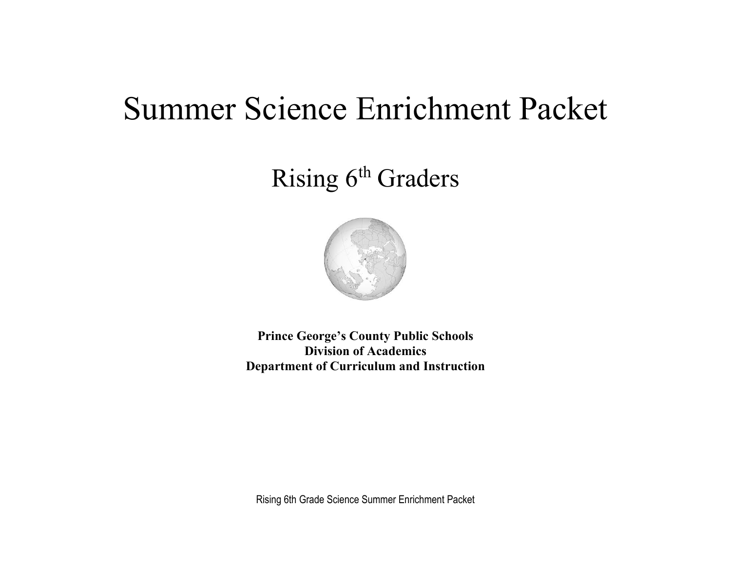# Summer Science Enrichment Packet

## Rising 6th Graders

**Prince George's County Public Schools**
**Division of Academics**
**Department of Curriculum and Instruction**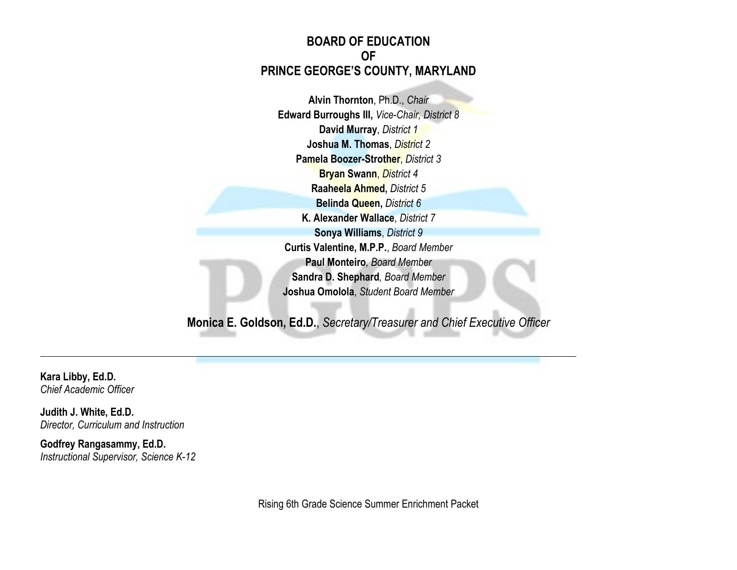# BOARD OF EDUCATION
# OF
# PRINCE GEORGE'S COUNTY, MARYLAND

**Alvin Thornton**, Ph.D., *Chair*
**Edward Burroughs III,** *Vice-Chair, District 8*
**David Murray**, *District 1*
**Joshua M. Thomas**, *District 2*
**Pamela Boozer-Strother**, *District 3*
**Bryan Swann**, *District 4*
**Raaheela Ahmed,** *District 5*
**Belinda Queen,** *District 6*
**K. Alexander Wallace**, *District 7*
**Sonya Williams**, *District 9*
**Curtis Valentine, M.P.P.**, *Board Member*
**Paul Monteiro***, Board Member*
**Sandra D. Shephard***, Board Member*
**Joshua Omolola**, *Student Board Member*

**Monica E. Goldson, Ed.D.**, *Secretary/Treasurer and Chief Executive Officer*

---

**Kara Libby, Ed.D.**
*Chief Academic Officer*

**Judith J. White, Ed.D.**
*Director, Curriculum and Instruction*

**Godfrey Rangasammy, Ed.D.**
*Instructional Supervisor, Science K-12*

Rising 6th Grade Science Summer Enrichment Packet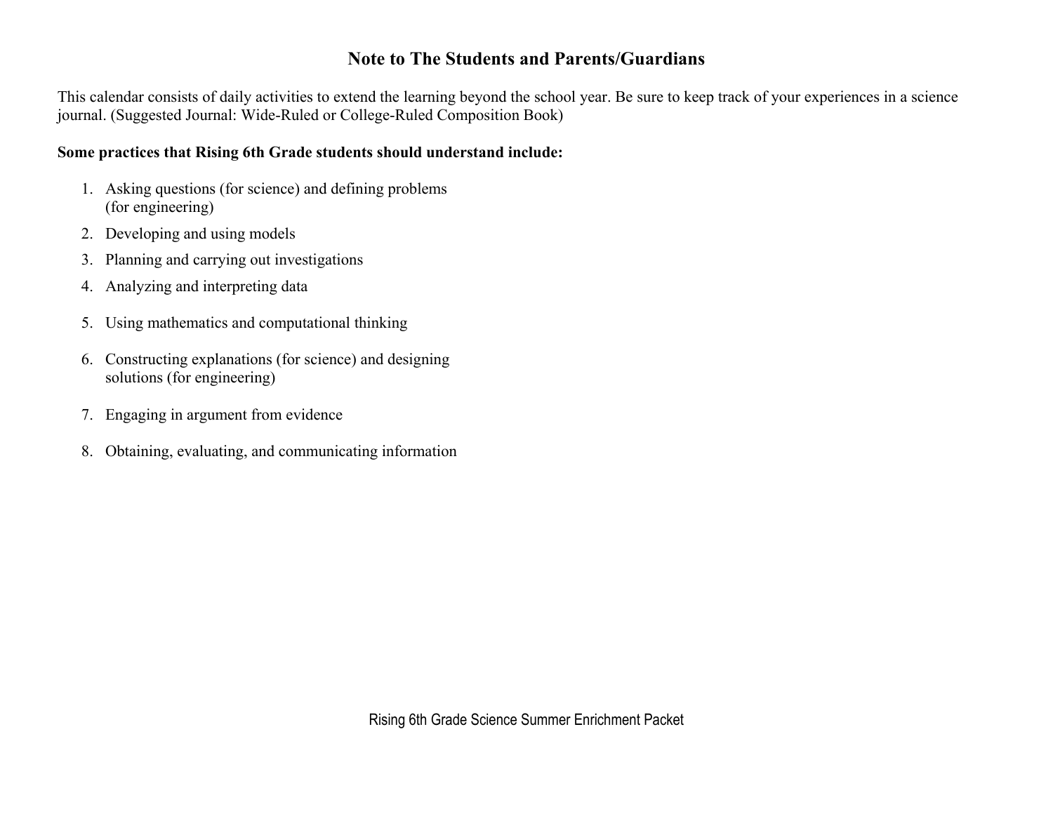# Note to The Students and Parents/Guardians

This calendar consists of daily activities to extend the learning beyond the school year. Be sure to keep track of your experiences in a science journal. (Suggested Journal: Wide-Ruled or College-Ruled Composition Book)

**Some practices that Rising 6th Grade students should understand include:**

1. Asking questions (for science) and defining problems (for engineering)
2. Developing and using models
3. Planning and carrying out investigations
4. Analyzing and interpreting data
5. Using mathematics and computational thinking
6. Constructing explanations (for science) and designing solutions (for engineering)
7. Engaging in argument from evidence
8. Obtaining, evaluating, and communicating information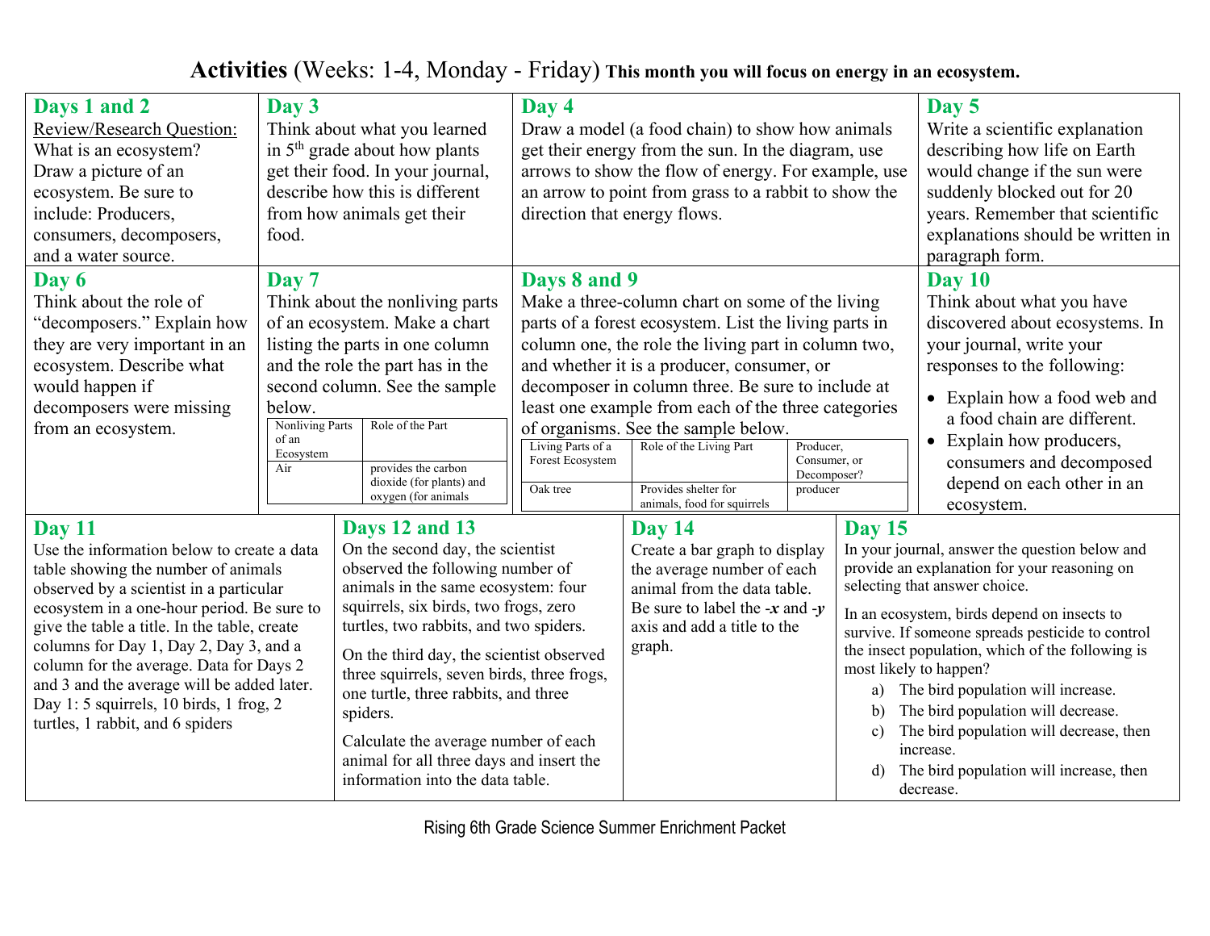# **Activities** (Weeks: 1-4, Monday - Friday) **This month you will focus on energy in an ecosystem.**

## Days 1 and 2

Review/Research Question: What is an ecosystem? Draw a picture of an ecosystem. Be sure to include: Producers, consumers, decomposers, and a water source.

## Day 3

Think about what you learned in 5th grade about how plants get their food. In your journal, describe how this is different from how animals get their food.

## Day 4

Draw a model (a food chain) to show how animals get their energy from the sun. In the diagram, use arrows to show the flow of energy. For example, use an arrow to point from grass to a rabbit to show the direction that energy flows.

## Day 5

Write a scientific explanation describing how life on Earth would change if the sun were suddenly blocked out for 20 years. Remember that scientific explanations should be written in paragraph form.

## Day 6

Think about the role of "decomposers." Explain how they are very important in an ecosystem. Describe what would happen if decomposers were missing from an ecosystem.

## Day 7

Think about the nonliving parts of an ecosystem. Make a chart listing the parts in one column and the role the part has in the second column. See the sample below.

| Nonliving Parts of an Ecosystem | Role of the Part |
|---|---|
| Air | provides the carbon dioxide (for plants) and oxygen (for animals |

## Days 8 and 9

Make a three-column chart on some of the living parts of a forest ecosystem. List the living parts in column one, the role the living part in column two, and whether it is a producer, consumer, or decomposer in column three. Be sure to include at least one example from each of the three categories of organisms. See the sample below.

| Living Parts of a Forest Ecosystem | Role of the Living Part | Producer, Consumer, or Decomposer? |
|---|---|---|
| Oak tree | Provides shelter for animals, food for squirrels | producer |

## Day 10

Think about what you have discovered about ecosystems. In your journal, write your responses to the following:

- Explain how a food web and a food chain are different.
- Explain how producers, consumers and decomposed depend on each other in an ecosystem.

## Day 11

Use the information below to create a data table showing the number of animals observed by a scientist in a particular ecosystem in a one-hour period. Be sure to give the table a title. In the table, create columns for Day 1, Day 2, Day 3, and a column for the average. Data for Days 2 and 3 and the average will be added later.
Day 1: 5 squirrels, 10 birds, 1 frog, 2 turtles, 1 rabbit, and 6 spiders

## Days 12 and 13

On the second day, the scientist observed the following number of animals in the same ecosystem: four squirrels, six birds, two frogs, zero turtles, two rabbits, and two spiders.

On the third day, the scientist observed three squirrels, seven birds, three frogs, one turtle, three rabbits, and three spiders.

Calculate the average number of each animal for all three days and insert the information into the data table.

## Day 14

Create a bar graph to display the average number of each animal from the data table. Be sure to label the *-x* and *-y* axis and add a title to the graph.

## Day 15

In your journal, answer the question below and provide an explanation for your reasoning on selecting that answer choice.

In an ecosystem, birds depend on insects to survive. If someone spreads pesticide to control the insect population, which of the following is most likely to happen?

a) The bird population will increase.
b) The bird population will decrease.
c) The bird population will decrease, then increase.
d) The bird population will increase, then decrease.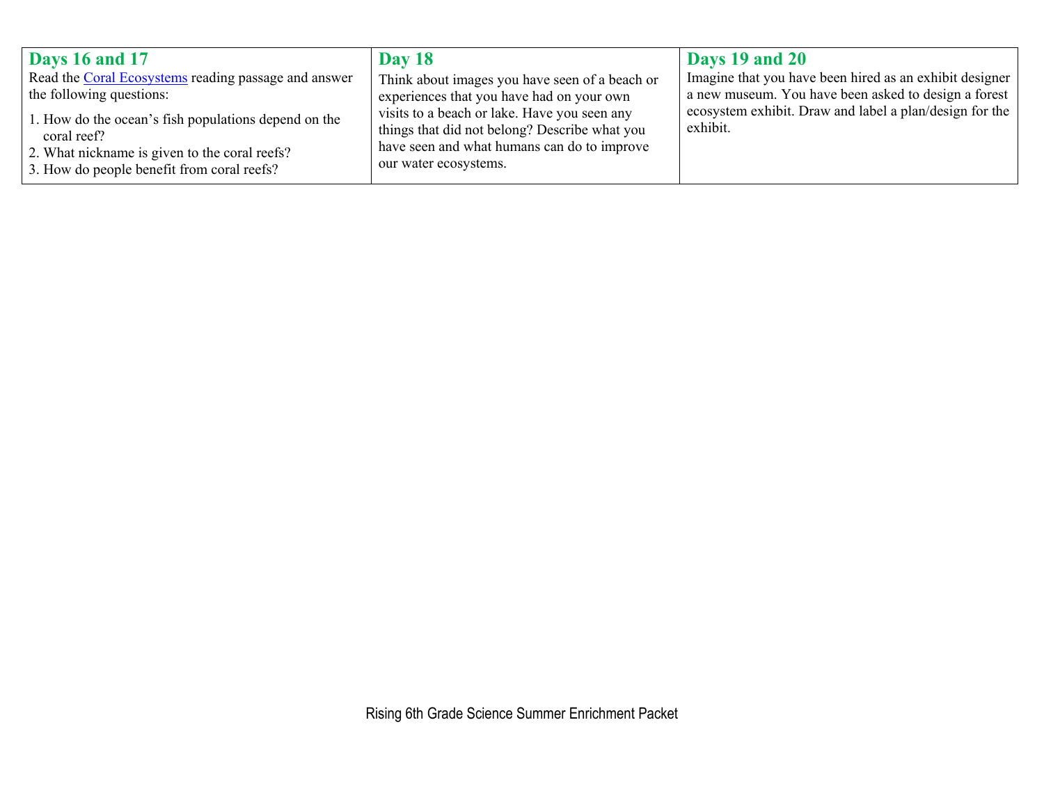| **Days 16 and 17**<br>Read the [Coral Ecosystems] reading passage and answer the following questions:<br>1. How do the ocean's fish populations depend on the coral reef?<br>2. What nickname is given to the coral reefs?<br>3. How do people benefit from coral reefs? | **Day 18**<br>Think about images you have seen of a beach or experiences that you have had on your own visits to a beach or lake. Have you seen any things that did not belong? Describe what you have seen and what humans can do to improve our water ecosystems. | **Days 19 and 20**<br>Imagine that you have been hired as an exhibit designer a new museum. You have been asked to design a forest ecosystem exhibit. Draw and label a plan/design for the exhibit. |
|---|---|---|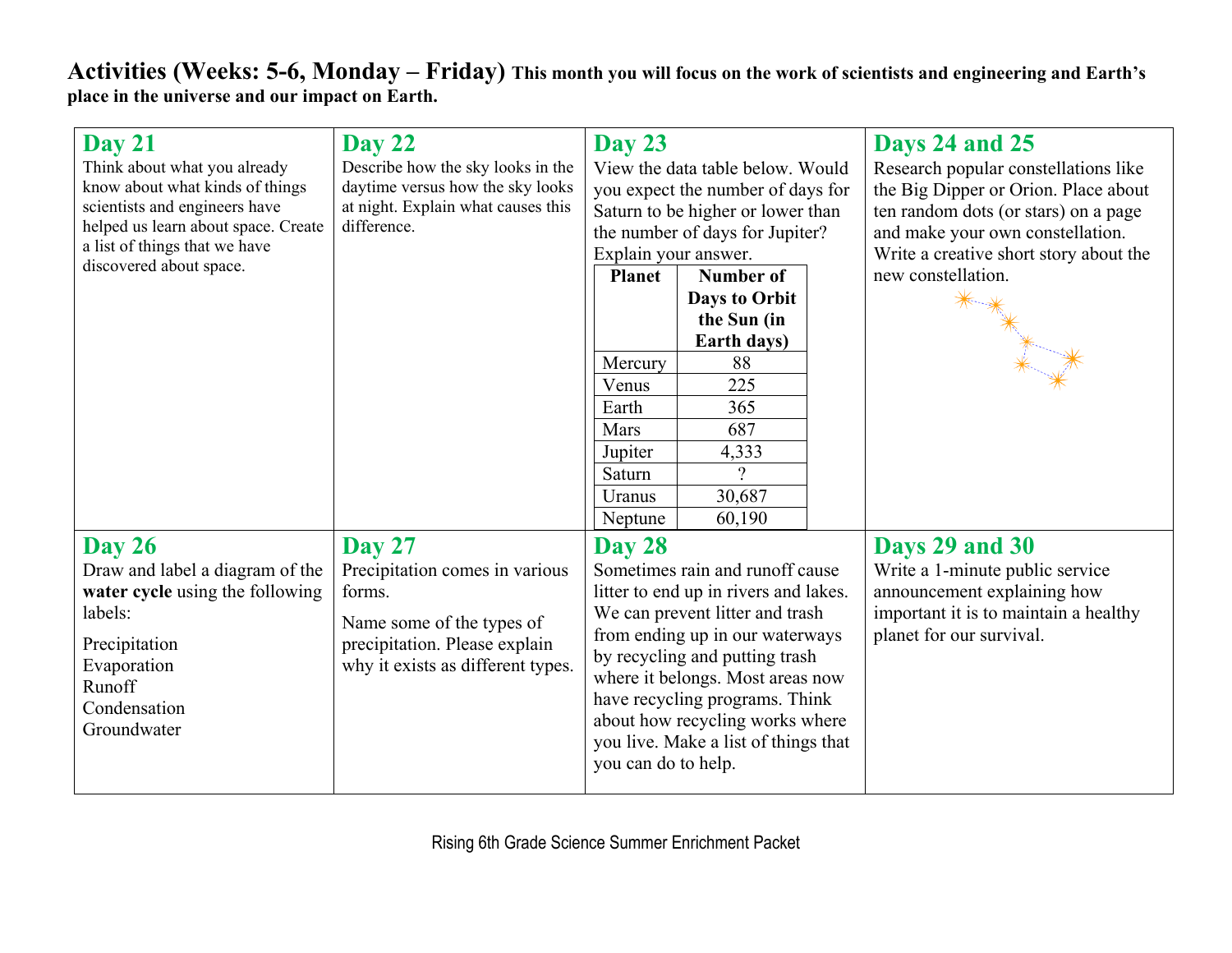# Activities (Weeks: 5-6, Monday – Friday) **This month you will focus on the work of scientists and engineering and Earth's place in the universe and our impact on Earth.**

## Day 21

Think about what you already know about what kinds of things scientists and engineers have helped us learn about space. Create a list of things that we have discovered about space.

## Day 22

Describe how the sky looks in the daytime versus how the sky looks at night. Explain what causes this difference.

## Day 23

View the data table below. Would you expect the number of days for Saturn to be higher or lower than the number of days for Jupiter? Explain your answer.

| Planet | Number of Days to Orbit the Sun (in Earth days) |
|---|---|
| Mercury | 88 |
| Venus | 225 |
| Earth | 365 |
| Mars | 687 |
| Jupiter | 4,333 |
| Saturn | ? |
| Uranus | 30,687 |
| Neptune | 60,190 |

## Days 24 and 25

Research popular constellations like the Big Dipper or Orion. Place about ten random dots (or stars) on a page and make your own constellation. Write a creative short story about the new constellation.

## Day 26

Draw and label a diagram of the **water cycle** using the following labels:

Precipitation
Evaporation
Runoff
Condensation
Groundwater

## Day 27

Precipitation comes in various forms.

Name some of the types of precipitation. Please explain why it exists as different types.

## Day 28

Sometimes rain and runoff cause litter to end up in rivers and lakes. We can prevent litter and trash from ending up in our waterways by recycling and putting trash where it belongs. Most areas now have recycling programs. Think about how recycling works where you live. Make a list of things that you can do to help.

## Days 29 and 30

Write a 1-minute public service announcement explaining how important it is to maintain a healthy planet for our survival.